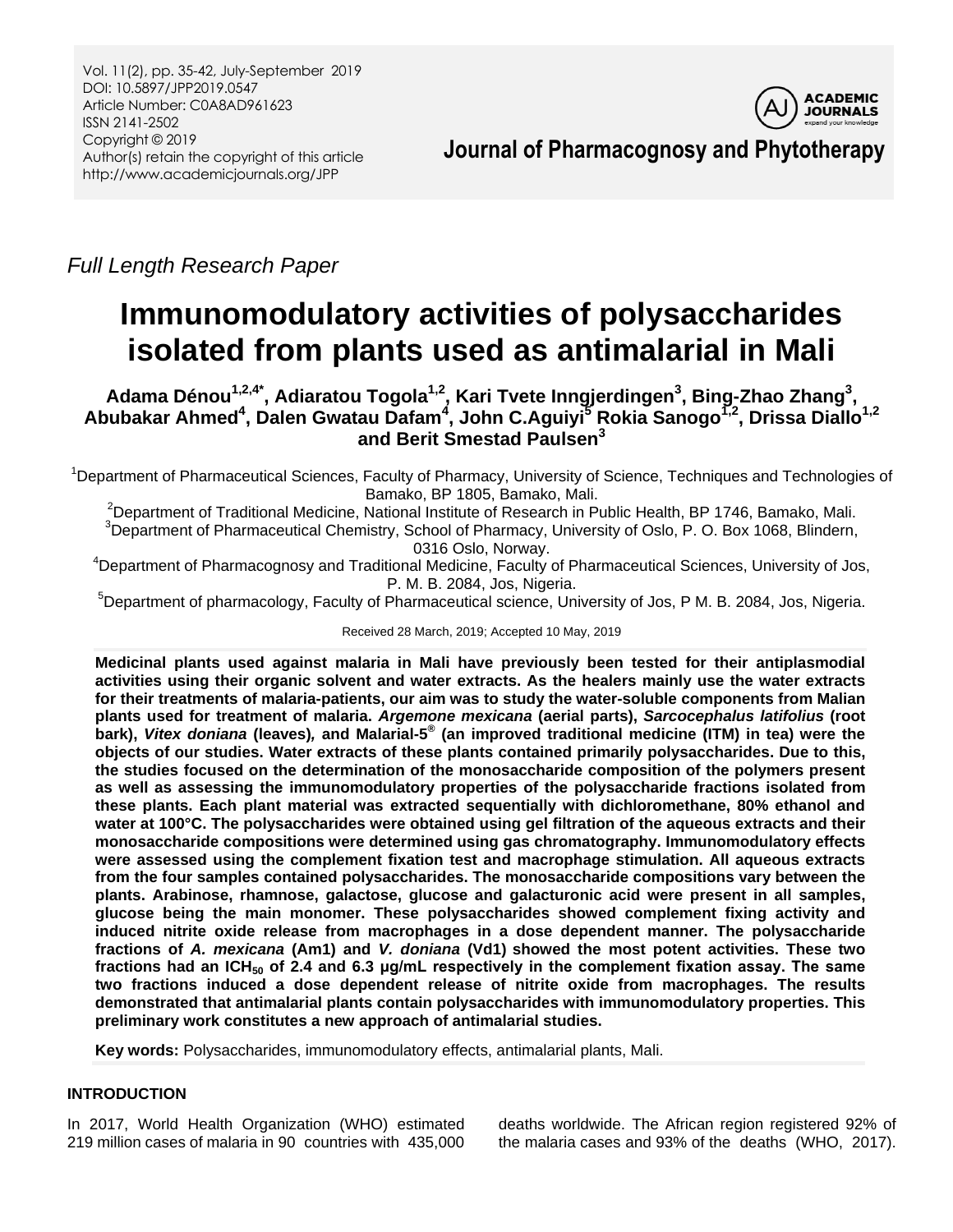Vol. 11(2), pp. 35-42, July-September 2019
DOI: 10.5897/JPP2019.0547
Article Number: C0A8AD961623
ISSN 2141-2502
Copyright © 2019
Author(s) retain the copyright of this article
http://www.academicjournals.org/JPP

**Journal of Pharmacognosy and Phytotherapy**

*Full Length Research Paper*

# Immunomodulatory activities of polysaccharides isolated from plants used as antimalarial in Mali

**Adama Dénou[1,2,4*], Adiaratou Togola[1,2], Kari Tvete Inngjerdingen[3], Bing-Zhao Zhang[3], Abubakar Ahmed[4], Dalen Gwatau Dafam[4], John C.Aguiyi[5] Rokia Sanogo[1,2], Drissa Diallo[1,2] and Berit Smestad Paulsen[3]**

[1]Department of Pharmaceutical Sciences, Faculty of Pharmacy, University of Science, Techniques and Technologies of Bamako, BP 1805, Bamako, Mali.

[2]Department of Traditional Medicine, National Institute of Research in Public Health, BP 1746, Bamako, Mali.

[3]Department of Pharmaceutical Chemistry, School of Pharmacy, University of Oslo, P. O. Box 1068, Blindern, 0316 Oslo, Norway.

[4]Department of Pharmacognosy and Traditional Medicine, Faculty of Pharmaceutical Sciences, University of Jos, P. M. B. 2084, Jos, Nigeria.

[5]Department of pharmacology, Faculty of Pharmaceutical science, University of Jos, P M. B. 2084, Jos, Nigeria.

Received 28 March, 2019; Accepted 10 May, 2019

**Medicinal plants used against malaria in Mali have previously been tested for their antiplasmodial activities using their organic solvent and water extracts. As the healers mainly use the water extracts for their treatments of malaria-patients, our aim was to study the water-soluble components from Malian plants used for treatment of malaria. *Argemone mexicana* (aerial parts), *Sarcocephalus latifolius* (root bark), *Vitex doniana* (leaves), and Malarial-5® (an improved traditional medicine (ITM) in tea) were the objects of our studies. Water extracts of these plants contained primarily polysaccharides. Due to this, the studies focused on the determination of the monosaccharide composition of the polymers present as well as assessing the immunomodulatory properties of the polysaccharide fractions isolated from these plants. Each plant material was extracted sequentially with dichloromethane, 80% ethanol and water at 100°C. The polysaccharides were obtained using gel filtration of the aqueous extracts and their monosaccharide compositions were determined using gas chromatography. Immunomodulatory effects were assessed using the complement fixation test and macrophage stimulation. All aqueous extracts from the four samples contained polysaccharides. The monosaccharide compositions vary between the plants. Arabinose, rhamnose, galactose, glucose and galacturonic acid were present in all samples, glucose being the main monomer. These polysaccharides showed complement fixing activity and induced nitrite oxide release from macrophages in a dose dependent manner. The polysaccharide fractions of *A. mexicana* (Am1) and *V. doniana* (Vd1) showed the most potent activities. These two fractions had an $ICH_{50}$ of 2.4 and 6.3 µg/mL respectively in the complement fixation assay. The same two fractions induced a dose dependent release of nitrite oxide from macrophages. The results demonstrated that antimalarial plants contain polysaccharides with immunomodulatory properties. This preliminary work constitutes a new approach of antimalarial studies.**

**Key words:** Polysaccharides, immunomodulatory effects, antimalarial plants, Mali.

## INTRODUCTION

In 2017, World Health Organization (WHO) estimated 219 million cases of malaria in 90 countries with 435,000 deaths worldwide. The African region registered 92% of the malaria cases and 93% of the deaths (WHO, 2017).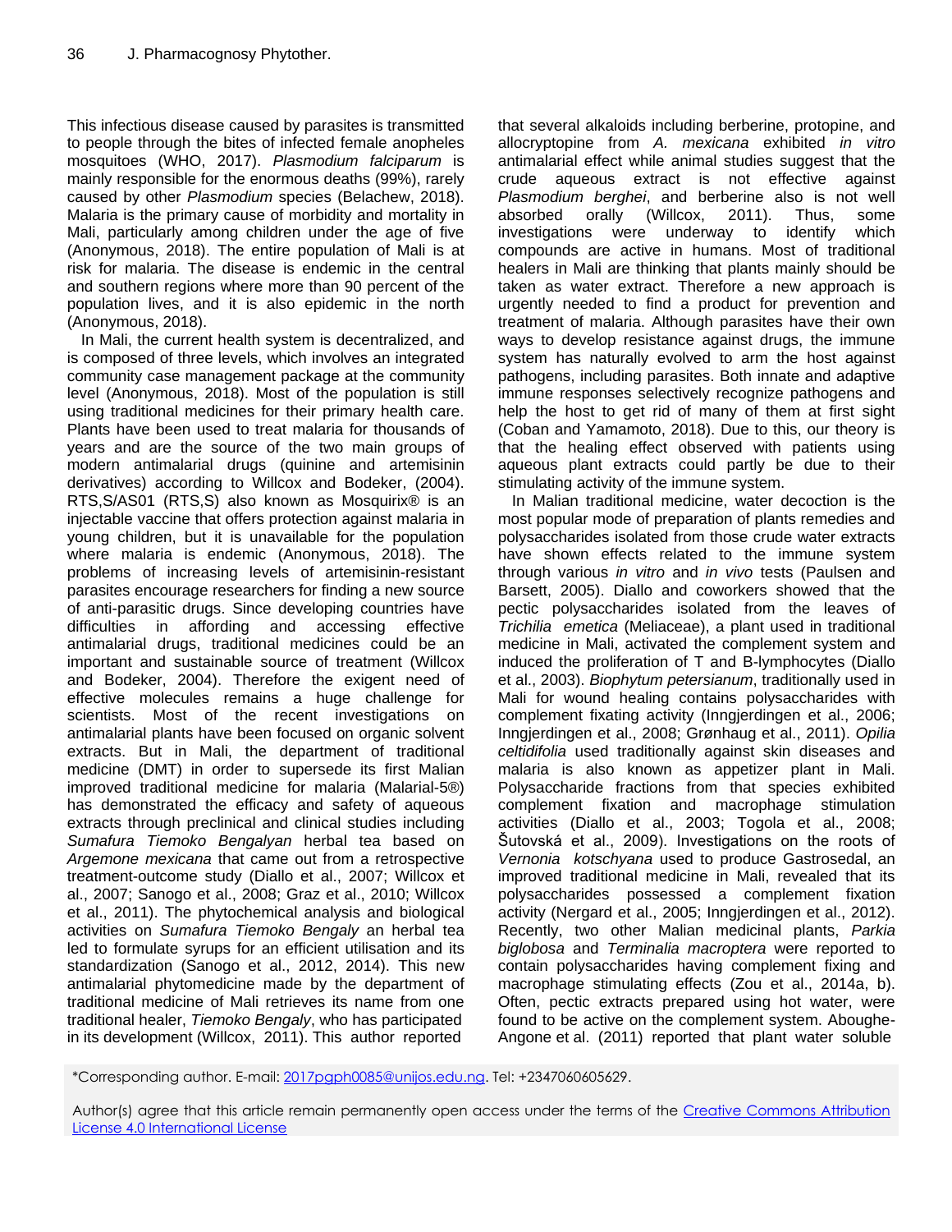This infectious disease caused by parasites is transmitted to people through the bites of infected female anopheles mosquitoes (WHO, 2017). *Plasmodium falciparum* is mainly responsible for the enormous deaths (99%), rarely caused by other *Plasmodium* species (Belachew, 2018). Malaria is the primary cause of morbidity and mortality in Mali, particularly among children under the age of five (Anonymous, 2018). The entire population of Mali is at risk for malaria. The disease is endemic in the central and southern regions where more than 90 percent of the population lives, and it is also epidemic in the north (Anonymous, 2018).

In Mali, the current health system is decentralized, and is composed of three levels, which involves an integrated community case management package at the community level (Anonymous, 2018). Most of the population is still using traditional medicines for their primary health care. Plants have been used to treat malaria for thousands of years and are the source of the two main groups of modern antimalarial drugs (quinine and artemisinin derivatives) according to Willcox and Bodeker, (2004). RTS,S/AS01 (RTS,S) also known as Mosquirix® is an injectable vaccine that offers protection against malaria in young children, but it is unavailable for the population where malaria is endemic (Anonymous, 2018). The problems of increasing levels of artemisinin-resistant parasites encourage researchers for finding a new source of anti-parasitic drugs. Since developing countries have difficulties in affording and accessing effective antimalarial drugs, traditional medicines could be an important and sustainable source of treatment (Willcox and Bodeker, 2004). Therefore the exigent need of effective molecules remains a huge challenge for scientists. Most of the recent investigations on antimalarial plants have been focused on organic solvent extracts. But in Mali, the department of traditional medicine (DMT) in order to supersede its first Malian improved traditional medicine for malaria (Malarial-5®) has demonstrated the efficacy and safety of aqueous extracts through preclinical and clinical studies including *Sumafura Tiemoko Bengalyan* herbal tea based on *Argemone mexicana* that came out from a retrospective treatment-outcome study (Diallo et al., 2007; Willcox et al., 2007; Sanogo et al., 2008; Graz et al., 2010; Willcox et al., 2011). The phytochemical analysis and biological activities on *Sumafura Tiemoko Bengaly* an herbal tea led to formulate syrups for an efficient utilisation and its standardization (Sanogo et al., 2012, 2014). This new antimalarial phytomedicine made by the department of traditional medicine of Mali retrieves its name from one traditional healer, *Tiemoko Bengaly*, who has participated in its development (Willcox, 2011). This author reported that several alkaloids including berberine, protopine, and allocryptopine from *A. mexicana* exhibited *in vitro* antimalarial effect while animal studies suggest that the crude aqueous extract is not effective against *Plasmodium berghei*, and berberine also is not well absorbed orally (Willcox, 2011). Thus, some investigations were underway to identify which compounds are active in humans. Most of traditional healers in Mali are thinking that plants mainly should be taken as water extract. Therefore a new approach is urgently needed to find a product for prevention and treatment of malaria. Although parasites have their own ways to develop resistance against drugs, the immune system has naturally evolved to arm the host against pathogens, including parasites. Both innate and adaptive immune responses selectively recognize pathogens and help the host to get rid of many of them at first sight (Coban and Yamamoto, 2018). Due to this, our theory is that the healing effect observed with patients using aqueous plant extracts could partly be due to their stimulating activity of the immune system.

In Malian traditional medicine, water decoction is the most popular mode of preparation of plants remedies and polysaccharides isolated from those crude water extracts have shown effects related to the immune system through various *in vitro* and *in vivo* tests (Paulsen and Barsett, 2005). Diallo and coworkers showed that the pectic polysaccharides isolated from the leaves of *Trichilia emetica* (Meliaceae), a plant used in traditional medicine in Mali, activated the complement system and induced the proliferation of T and B-lymphocytes (Diallo et al., 2003). *Biophytum petersianum*, traditionally used in Mali for wound healing contains polysaccharides with complement fixating activity (Inngjerdingen et al., 2006; Inngjerdingen et al., 2008; Grønhaug et al., 2011). *Opilia celtidifolia* used traditionally against skin diseases and malaria is also known as appetizer plant in Mali. Polysaccharide fractions from that species exhibited complement fixation and macrophage stimulation activities (Diallo et al., 2003; Togola et al., 2008; Šutovská et al., 2009). Investigations on the roots of *Vernonia kotschyana* used to produce Gastrosedal, an improved traditional medicine in Mali, revealed that its polysaccharides possessed a complement fixation activity (Nergard et al., 2005; Inngjerdingen et al., 2012). Recently, two other Malian medicinal plants, *Parkia biglobosa* and *Terminalia macroptera* were reported to contain polysaccharides having complement fixing and macrophage stimulating effects (Zou et al., 2014a, b). Often, pectic extracts prepared using hot water, were found to be active on the complement system. Aboughe-Angone et al. (2011) reported that plant water soluble

*Corresponding author. E-mail: 2017pgph0085@unijos.edu.ng. Tel: +2347060605629.

Author(s) agree that this article remain permanently open access under the terms of the Creative Commons Attribution License 4.0 International License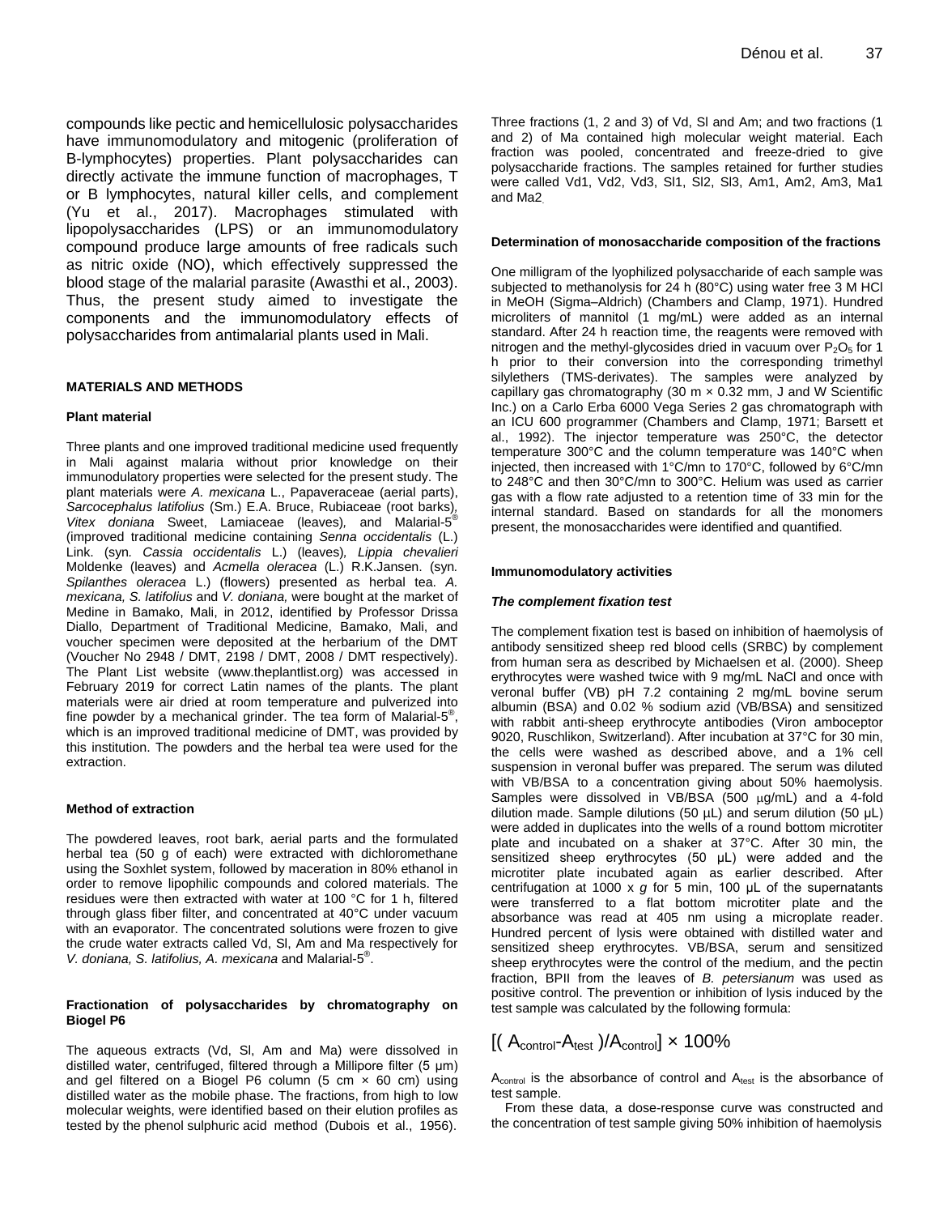compounds like pectic and hemicellulosic polysaccharides have immunomodulatory and mitogenic (proliferation of B-lymphocytes) properties. Plant polysaccharides can directly activate the immune function of macrophages, T or B lymphocytes, natural killer cells, and complement (Yu et al., 2017). Macrophages stimulated with lipopolysaccharides (LPS) or an immunomodulatory compound produce large amounts of free radicals such as nitric oxide (NO), which effectively suppressed the blood stage of the malarial parasite (Awasthi et al., 2003). Thus, the present study aimed to investigate the components and the immunomodulatory effects of polysaccharides from antimalarial plants used in Mali.

## MATERIALS AND METHODS

### Plant material

Three plants and one improved traditional medicine used frequently in Mali against malaria without prior knowledge on their immunodulatory properties were selected for the present study. The plant materials were *A. mexicana* L., Papaveraceae (aerial parts), *Sarcocephalus latifolius* (Sm.) E.A. Bruce, Rubiaceae (root barks), *Vitex doniana* Sweet, Lamiaceae (leaves), and Malarial-5® (improved traditional medicine containing *Senna occidentalis* (L.) Link. (syn. *Cassia occidentalis* L.) (leaves), *Lippia chevalieri* Moldenke (leaves) and *Acmella oleracea* (L.) R.K.Jansen. (syn. *Spilanthes oleracea* L.) (flowers) presented as herbal tea. *A. mexicana, S. latifolius* and *V. doniana,* were bought at the market of Medine in Bamako, Mali, in 2012, identified by Professor Drissa Diallo, Department of Traditional Medicine, Bamako, Mali, and voucher specimen were deposited at the herbarium of the DMT (Voucher No 2948 / DMT, 2198 / DMT, 2008 / DMT respectively). The Plant List website (www.theplantlist.org) was accessed in February 2019 for correct Latin names of the plants. The plant materials were air dried at room temperature and pulverized into fine powder by a mechanical grinder. The tea form of Malarial-5®, which is an improved traditional medicine of DMT, was provided by this institution. The powders and the herbal tea were used for the extraction.

### Method of extraction

The powdered leaves, root bark, aerial parts and the formulated herbal tea (50 g of each) were extracted with dichloromethane using the Soxhlet system, followed by maceration in 80% ethanol in order to remove lipophilic compounds and colored materials. The residues were then extracted with water at 100 °C for 1 h, filtered through glass fiber filter, and concentrated at 40°C under vacuum with an evaporator. The concentrated solutions were frozen to give the crude water extracts called Vd, Sl, Am and Ma respectively for *V. doniana, S. latifolius, A. mexicana* and Malarial-5®.

### Fractionation of polysaccharides by chromatography on Biogel P6

The aqueous extracts (Vd, Sl, Am and Ma) were dissolved in distilled water, centrifuged, filtered through a Millipore filter (5 µm) and gel filtered on a Biogel P6 column (5 cm × 60 cm) using distilled water as the mobile phase. The fractions, from high to low molecular weights, were identified based on their elution profiles as tested by the phenol sulphuric acid method (Dubois et al., 1956). Three fractions (1, 2 and 3) of Vd, Sl and Am; and two fractions (1 and 2) of Ma contained high molecular weight material. Each fraction was pooled, concentrated and freeze-dried to give polysaccharide fractions. The samples retained for further studies were called Vd1, Vd2, Vd3, Sl1, Sl2, Sl3, Am1, Am2, Am3, Ma1 and Ma2.

### Determination of monosaccharide composition of the fractions

One milligram of the lyophilized polysaccharide of each sample was subjected to methanolysis for 24 h (80°C) using water free 3 M HCl in MeOH (Sigma–Aldrich) (Chambers and Clamp, 1971). Hundred microliters of mannitol (1 mg/mL) were added as an internal standard. After 24 h reaction time, the reagents were removed with nitrogen and the methyl-glycosides dried in vacuum over $P_2O_5$ for 1 h prior to their conversion into the corresponding trimethyl silylethers (TMS-derivates). The samples were analyzed by capillary gas chromatography (30 m × 0.32 mm, J and W Scientific Inc.) on a Carlo Erba 6000 Vega Series 2 gas chromatograph with an ICU 600 programmer (Chambers and Clamp, 1971; Barsett et al., 1992). The injector temperature was 250°C, the detector temperature 300°C and the column temperature was 140°C when injected, then increased with 1°C/mn to 170°C, followed by 6°C/mn to 248°C and then 30°C/mn to 300°C. Helium was used as carrier gas with a flow rate adjusted to a retention time of 33 min for the internal standard. Based on standards for all the monomers present, the monosaccharides were identified and quantified.

### Immunomodulatory activities

#### *The complement fixation test*

The complement fixation test is based on inhibition of haemolysis of antibody sensitized sheep red blood cells (SRBC) by complement from human sera as described by Michaelsen et al. (2000). Sheep erythrocytes were washed twice with 9 mg/mL NaCl and once with veronal buffer (VB) pH 7.2 containing 2 mg/mL bovine serum albumin (BSA) and 0.02 % sodium azid (VB/BSA) and sensitized with rabbit anti-sheep erythrocyte antibodies (Viron amboceptor 9020, Ruschlikon, Switzerland). After incubation at 37°C for 30 min, the cells were washed as described above, and a 1% cell suspension in veronal buffer was prepared. The serum was diluted with VB/BSA to a concentration giving about 50% haemolysis. Samples were dissolved in VB/BSA (500 µg/mL) and a 4-fold dilution made. Sample dilutions (50 µL) and serum dilution (50 µL) were added in duplicates into the wells of a round bottom microtiter plate and incubated on a shaker at 37°C. After 30 min, the sensitized sheep erythrocytes (50 µL) were added and the microtiter plate incubated again as earlier described. After centrifugation at 1000 x *g* for 5 min, 100 µL of the supernatants were transferred to a flat bottom microtiter plate and the absorbance was read at 405 nm using a microplate reader. Hundred percent of lysis were obtained with distilled water and sensitized sheep erythrocytes. VB/BSA, serum and sensitized sheep erythrocytes were the control of the medium, and the pectin fraction, BPII from the leaves of *B. petersianum* was used as positive control. The prevention or inhibition of lysis induced by the test sample was calculated by the following formula:

$$[(A_{control}-A_{test})/A_{control}] \times 100\%$$

$A_{control}$ is the absorbance of control and $A_{test}$ is the absorbance of test sample.

From these data, a dose-response curve was constructed and the concentration of test sample giving 50% inhibition of haemolysis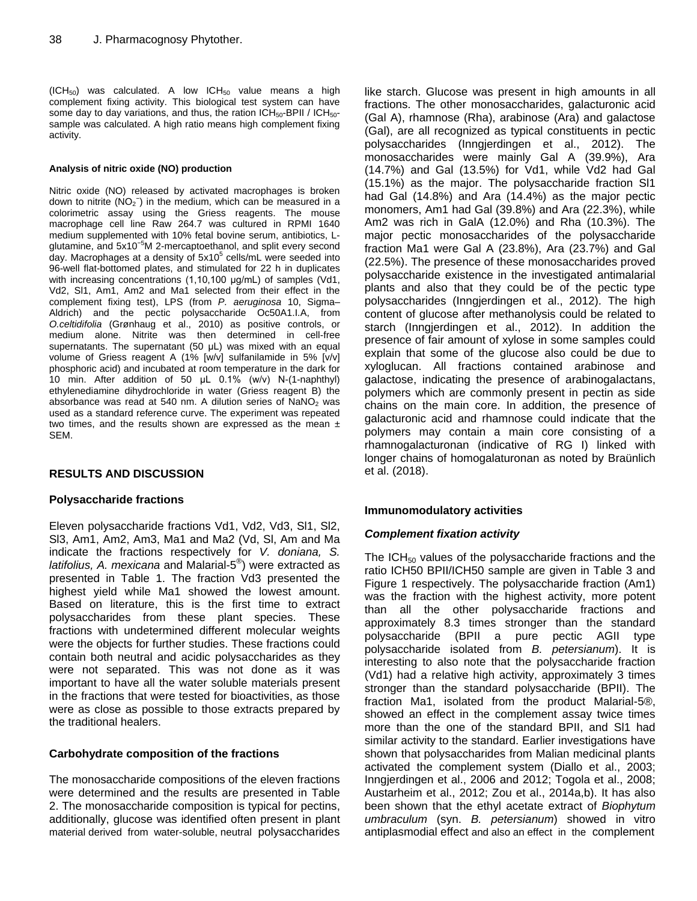($ICH_{50}$) was calculated. A low $ICH_{50}$ value means a high complement fixing activity. This biological test system can have some day to day variations, and thus, the ration $ICH_{50}$-BPII / $ICH_{50}$-sample was calculated. A high ratio means high complement fixing activity.

#### Analysis of nitric oxide (NO) production

Nitric oxide (NO) released by activated macrophages is broken down to nitrite ($NO_2^-$) in the medium, which can be measured in a colorimetric assay using the Griess reagents. The mouse macrophage cell line Raw 264.7 was cultured in RPMI 1640 medium supplemented with 10% fetal bovine serum, antibiotics, L-glutamine, and $5x10^{-5}$M 2-mercaptoethanol, and split every second day. Macrophages at a density of $5x10^5$ cells/mL were seeded into 96-well flat-bottomed plates, and stimulated for 22 h in duplicates with increasing concentrations (1,10,100 µg/mL) of samples (Vd1, Vd2, Sl1, Am1, Am2 and Ma1 selected from their effect in the complement fixing test), LPS (from *P. aeruginosa* 10, Sigma–Aldrich) and the pectic polysaccharide Oc50A1.I.A, from *O.celtidifolia* (Grønhaug et al., 2010) as positive controls, or medium alone. Nitrite was then determined in cell-free supernatants. The supernatant (50 µL) was mixed with an equal volume of Griess reagent A (1% [w/v] sulfanilamide in 5% [v/v] phosphoric acid) and incubated at room temperature in the dark for 10 min. After addition of 50 µL 0.1% (w/v) N-(1-naphthyl) ethylenediamine dihydrochloride in water (Griess reagent B) the absorbance was read at 540 nm. A dilution series of $NaNO_2$ was used as a standard reference curve. The experiment was repeated two times, and the results shown are expressed as the mean ± SEM.

## RESULTS AND DISCUSSION

### Polysaccharide fractions

Eleven polysaccharide fractions Vd1, Vd2, Vd3, Sl1, Sl2, Sl3, Am1, Am2, Am3, Ma1 and Ma2 (Vd, Sl, Am and Ma indicate the fractions respectively for *V. doniana, S. latifolius, A. mexicana* and Malarial-5®) were extracted as presented in Table 1. The fraction Vd3 presented the highest yield while Ma1 showed the lowest amount. Based on literature, this is the first time to extract polysaccharides from these plant species. These fractions with undetermined different molecular weights were the objects for further studies. These fractions could contain both neutral and acidic polysaccharides as they were not separated. This was not done as it was important to have all the water soluble materials present in the fractions that were tested for bioactivities, as those were as close as possible to those extracts prepared by the traditional healers.

### Carbohydrate composition of the fractions

The monosaccharide compositions of the eleven fractions were determined and the results are presented in Table 2. The monosaccharide composition is typical for pectins, additionally, glucose was identified often present in plant material derived from water-soluble, neutral polysaccharides like starch. Glucose was present in high amounts in all fractions. The other monosaccharides, galacturonic acid (Gal A), rhamnose (Rha), arabinose (Ara) and galactose (Gal), are all recognized as typical constituents in pectic polysaccharides (Inngjerdingen et al., 2012). The monosaccharides were mainly Gal A (39.9%), Ara (14.7%) and Gal (13.5%) for Vd1, while Vd2 had Gal (15.1%) as the major. The polysaccharide fraction Sl1 had Gal (14.8%) and Ara (14.4%) as the major pectic monomers, Am1 had Gal (39.8%) and Ara (22.3%), while Am2 was rich in GalA (12.0%) and Rha (10.3%). The major pectic monosaccharides of the polysaccharide fraction Ma1 were Gal A (23.8%), Ara (23.7%) and Gal (22.5%). The presence of these monosaccharides proved polysaccharide existence in the investigated antimalarial plants and also that they could be of the pectic type polysaccharides (Inngjerdingen et al., 2012). The high content of glucose after methanolysis could be related to starch (Inngjerdingen et al., 2012). In addition the presence of fair amount of xylose in some samples could explain that some of the glucose also could be due to xyloglucan. All fractions contained arabinose and galactose, indicating the presence of arabinogalactans, polymers which are commonly present in pectin as side chains on the main core. In addition, the presence of galacturonic acid and rhamnose could indicate that the polymers may contain a main core consisting of a rhamnogalacturonan (indicative of RG I) linked with longer chains of homogalaturonan as noted by Braünlich et al. (2018).

### Immunomodulatory activities

#### *Complement fixation activity*

The $ICH_{50}$ values of the polysaccharide fractions and the ratio ICH50 BPII/ICH50 sample are given in Table 3 and Figure 1 respectively. The polysaccharide fraction (Am1) was the fraction with the highest activity, more potent than all the other polysaccharide fractions and approximately 8.3 times stronger than the standard polysaccharide (BPII a pure pectic AGII type polysaccharide isolated from *B. petersianum*). It is interesting to also note that the polysaccharide fraction (Vd1) had a relative high activity, approximately 3 times stronger than the standard polysaccharide (BPII). The fraction Ma1, isolated from the product Malarial-5®, showed an effect in the complement assay twice times more than the one of the standard BPII, and Sl1 had similar activity to the standard. Earlier investigations have shown that polysaccharides from Malian medicinal plants activated the complement system (Diallo et al., 2003; Inngjerdingen et al., 2006 and 2012; Togola et al., 2008; Austarheim et al., 2012; Zou et al., 2014a,b). It has also been shown that the ethyl acetate extract of *Biophytum umbraculum* (syn. *B. petersianum*) showed in vitro antiplasmodial effect and also an effect in the complement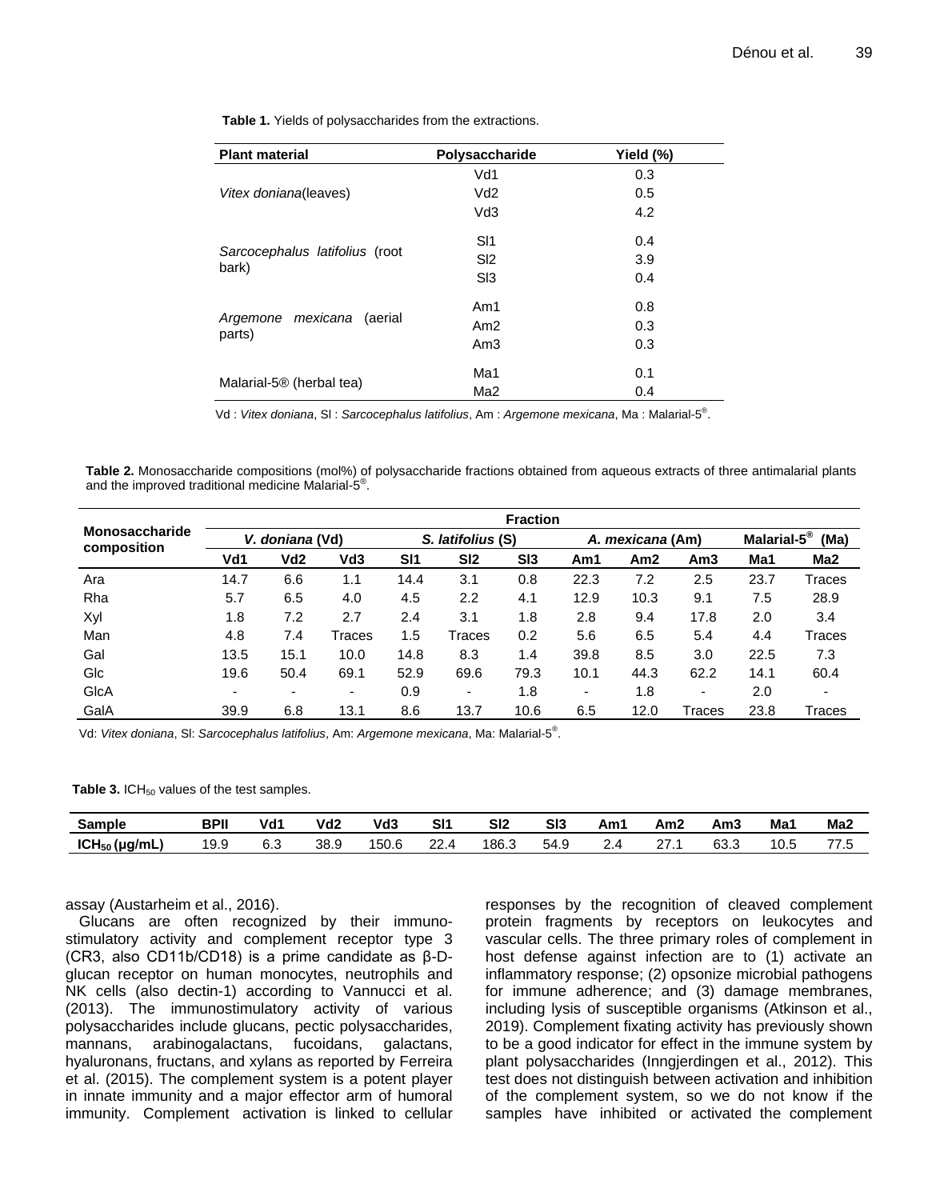**Table 1.** Yields of polysaccharides from the extractions.

| Plant material | Polysaccharide | Yield (%) |
|---|---|---|
| *Vitex doniana*(leaves) | Vd1 | 0.3 |
| | Vd2 | 0.5 |
| | Vd3 | 4.2 |
| *Sarcocephalus latifolius* (root bark) | Sl1 | 0.4 |
| | Sl2 | 3.9 |
| | Sl3 | 0.4 |
| *Argemone mexicana* (aerial parts) | Am1 | 0.8 |
| | Am2 | 0.3 |
| | Am3 | 0.3 |
| Malarial-5® (herbal tea) | Ma1 | 0.1 |
| | Ma2 | 0.4 |

Vd : *Vitex doniana*, Sl : *Sarcocephalus latifolius*, Am : *Argemone mexicana*, Ma : Malarial-5®.

**Table 2.** Monosaccharide compositions (mol%) of polysaccharide fractions obtained from aqueous extracts of three antimalarial plants and the improved traditional medicine Malarial-5®.

| Monosaccharide composition | Fraction | | | | | | | | | | |
|---|---|---|---|---|---|---|---|---|---|---|---|
| | *V. doniana* (Vd) | | | *S. latifolius* (S) | | | *A. mexicana* (Am) | | | Malarial-5® (Ma) | |
| | Vd1 | Vd2 | Vd3 | Sl1 | Sl2 | Sl3 | Am1 | Am2 | Am3 | Ma1 | Ma2 |
| Ara | 14.7 | 6.6 | 1.1 | 14.4 | 3.1 | 0.8 | 22.3 | 7.2 | 2.5 | 23.7 | Traces |
| Rha | 5.7 | 6.5 | 4.0 | 4.5 | 2.2 | 4.1 | 12.9 | 10.3 | 9.1 | 7.5 | 28.9 |
| Xyl | 1.8 | 7.2 | 2.7 | 2.4 | 3.1 | 1.8 | 2.8 | 9.4 | 17.8 | 2.0 | 3.4 |
| Man | 4.8 | 7.4 | Traces | 1.5 | Traces | 0.2 | 5.6 | 6.5 | 5.4 | 4.4 | Traces |
| Gal | 13.5 | 15.1 | 10.0 | 14.8 | 8.3 | 1.4 | 39.8 | 8.5 | 3.0 | 22.5 | 7.3 |
| Glc | 19.6 | 50.4 | 69.1 | 52.9 | 69.6 | 79.3 | 10.1 | 44.3 | 62.2 | 14.1 | 60.4 |
| GlcA | - | - | - | 0.9 | - | 1.8 | - | 1.8 | - | 2.0 | - |
| GalA | 39.9 | 6.8 | 13.1 | 8.6 | 13.7 | 10.6 | 6.5 | 12.0 | Traces | 23.8 | Traces |

Vd: *Vitex doniana*, Sl: *Sarcocephalus latifolius*, Am: *Argemone mexicana*, Ma: Malarial-5®.

**Table 3.** $ICH_{50}$ values of the test samples.

| Sample | BPII | Vd1 | Vd2 | Vd3 | Sl1 | Sl2 | Sl3 | Am1 | Am2 | Am3 | Ma1 | Ma2 |
|---|---|---|---|---|---|---|---|---|---|---|---|---|
| $ICH_{50}$ (µg/mL) | 19.9 | 6.3 | 38.9 | 150.6 | 22.4 | 186.3 | 54.9 | 2.4 | 27.1 | 63.3 | 10.5 | 77.5 |

assay (Austarheim et al., 2016).

Glucans are often recognized by their immuno-stimulatory activity and complement receptor type 3 (CR3, also CD11b/CD18) is a prime candidate as β-D-glucan receptor on human monocytes, neutrophils and NK cells (also dectin-1) according to Vannucci et al. (2013). The immunostimulatory activity of various polysaccharides include glucans, pectic polysaccharides, mannans, arabinogalactans, fucoidans, galactans, hyaluronans, fructans, and xylans as reported by Ferreira et al. (2015). The complement system is a potent player in innate immunity and a major effector arm of humoral immunity. Complement activation is linked to cellular responses by the recognition of cleaved complement protein fragments by receptors on leukocytes and vascular cells. The three primary roles of complement in host defense against infection are to (1) activate an inflammatory response; (2) opsonize microbial pathogens for immune adherence; and (3) damage membranes, including lysis of susceptible organisms (Atkinson et al., 2019). Complement fixating activity has previously shown to be a good indicator for effect in the immune system by plant polysaccharides (Inngjerdingen et al., 2012). This test does not distinguish between activation and inhibition of the complement system, so we do not know if the samples have inhibited or activated the complement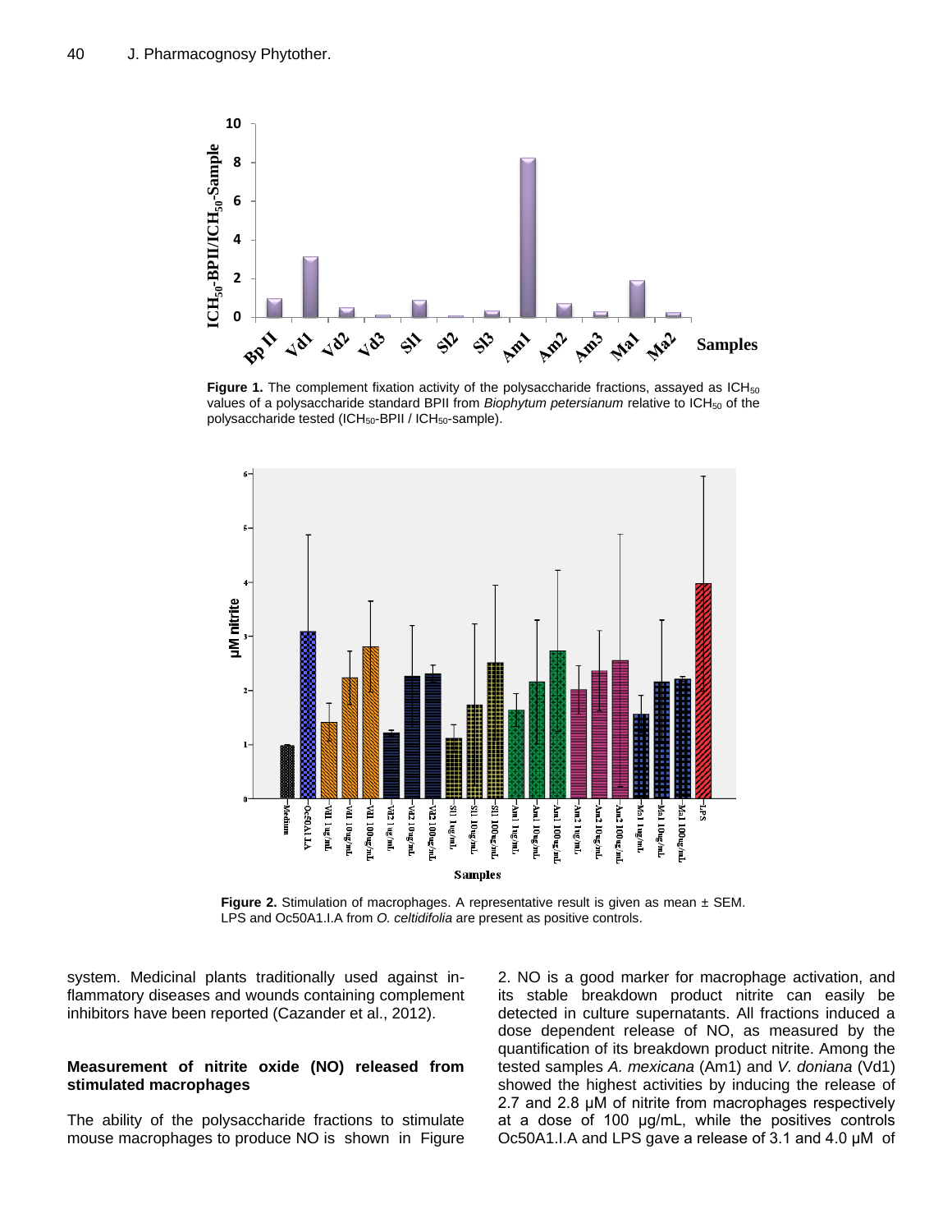**Figure 1.** The complement fixation activity of the polysaccharide fractions, assayed as $ICH_{50}$ values of a polysaccharide standard BPII from *Biophytum petersianum* relative to $ICH_{50}$ of the polysaccharide tested ($ICH_{50}$-BPII / $ICH_{50}$-sample).

**Figure 2.** Stimulation of macrophages. A representative result is given as mean ± SEM. LPS and Oc50A1.I.A from *O. celtidifolia* are present as positive controls.

system. Medicinal plants traditionally used against inflammatory diseases and wounds containing complement inhibitors have been reported (Cazander et al., 2012).

### Measurement of nitrite oxide (NO) released from stimulated macrophages

The ability of the polysaccharide fractions to stimulate mouse macrophages to produce NO is shown in Figure 2. NO is a good marker for macrophage activation, and its stable breakdown product nitrite can easily be detected in culture supernatants. All fractions induced a dose dependent release of NO, as measured by the quantification of its breakdown product nitrite. Among the tested samples *A. mexicana* (Am1) and *V. doniana* (Vd1) showed the highest activities by inducing the release of 2.7 and 2.8 µM of nitrite from macrophages respectively at a dose of 100 µg/mL, while the positives controls Oc50A1.I.A and LPS gave a release of 3.1 and 4.0 µM of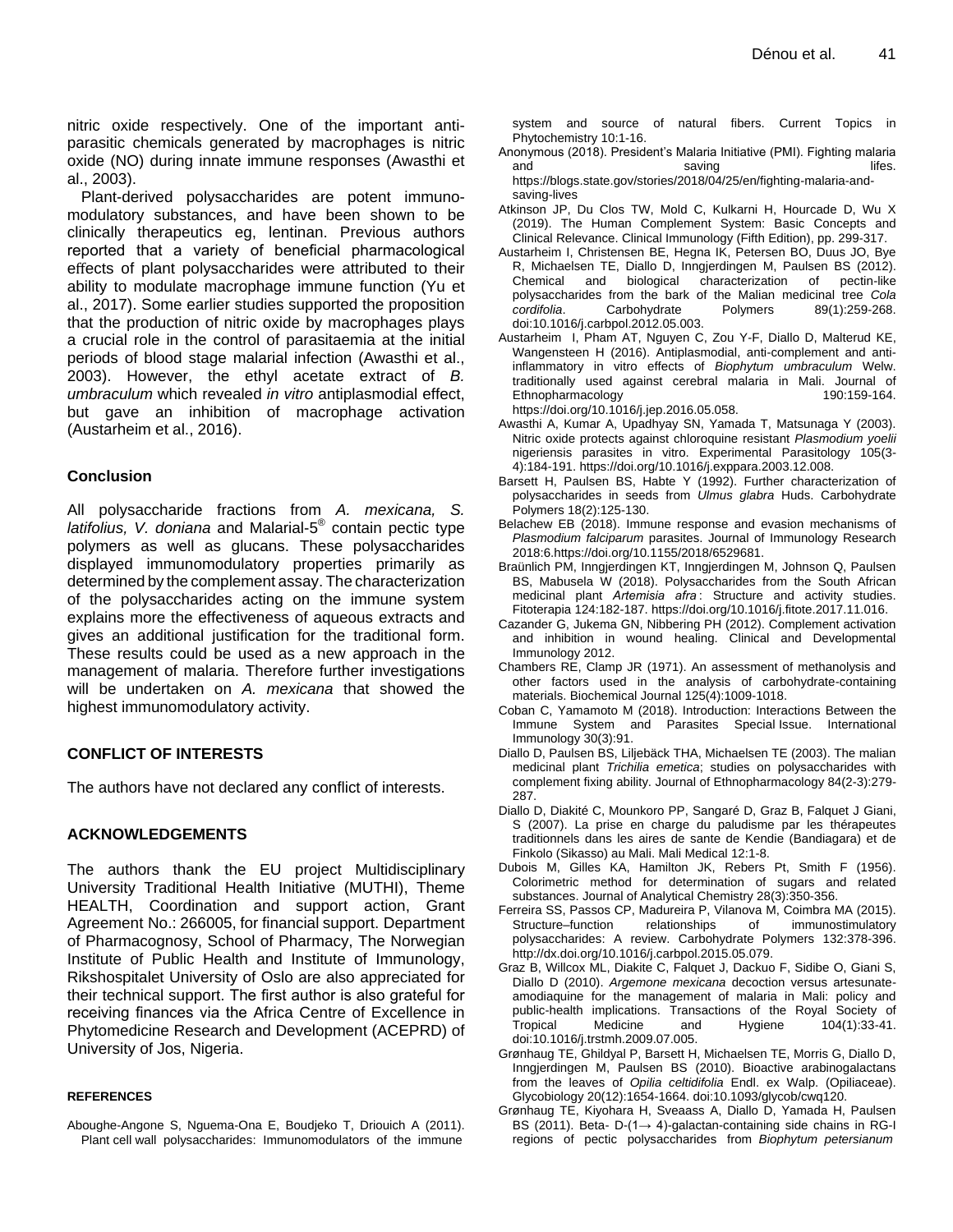nitric oxide respectively. One of the important anti-parasitic chemicals generated by macrophages is nitric oxide (NO) during innate immune responses (Awasthi et al., 2003).

Plant-derived polysaccharides are potent immunomodulatory substances, and have been shown to be clinically therapeutics eg, lentinan. Previous authors reported that a variety of beneficial pharmacological effects of plant polysaccharides were attributed to their ability to modulate macrophage immune function (Yu et al., 2017). Some earlier studies supported the proposition that the production of nitric oxide by macrophages plays a crucial role in the control of parasitaemia at the initial periods of blood stage malarial infection (Awasthi et al., 2003). However, the ethyl acetate extract of *B. umbraculum* which revealed *in vitro* antiplasmodial effect, but gave an inhibition of macrophage activation (Austarheim et al., 2016).

## Conclusion

All polysaccharide fractions from *A. mexicana, S. latifolius, V. doniana* and Malarial-5® contain pectic type polymers as well as glucans. These polysaccharides displayed immunomodulatory properties primarily as determined by the complement assay. The characterization of the polysaccharides acting on the immune system explains more the effectiveness of aqueous extracts and gives an additional justification for the traditional form. These results could be used as a new approach in the management of malaria. Therefore further investigations will be undertaken on *A. mexicana* that showed the highest immunomodulatory activity.

## CONFLICT OF INTERESTS

The authors have not declared any conflict of interests.

## ACKNOWLEDGEMENTS

The authors thank the EU project Multidisciplinary University Traditional Health Initiative (MUTHI), Theme HEALTH, Coordination and support action, Grant Agreement No.: 266005, for financial support. Department of Pharmacognosy, School of Pharmacy, The Norwegian Institute of Public Health and Institute of Immunology, Rikshospitalet University of Oslo are also appreciated for their technical support. The first author is also grateful for receiving finances via the Africa Centre of Excellence in Phytomedicine Research and Development (ACEPRD) of University of Jos, Nigeria.

## REFERENCES

Aboughe-Angone S, Nguema-Ona E, Boudjeko T, Driouich A (2011). Plant cell wall polysaccharides: Immunomodulators of the immune system and source of natural fibers. Current Topics in Phytochemistry 10:1-16.

Anonymous (2018). President's Malaria Initiative (PMI). Fighting malaria and saving lifes. https://blogs.state.gov/stories/2018/04/25/en/fighting-malaria-and-saving-lives

Atkinson JP, Du Clos TW, Mold C, Kulkarni H, Hourcade D, Wu X (2019). The Human Complement System: Basic Concepts and Clinical Relevance. Clinical Immunology (Fifth Edition), pp. 299-317.

Austarheim I, Christensen BE, Hegna IK, Petersen BO, Duus JO, Bye R, Michaelsen TE, Diallo D, Inngjerdingen M, Paulsen BS (2012). Chemical and biological characterization of pectin-like polysaccharides from the bark of the Malian medicinal tree *Cola cordifolia*. Carbohydrate Polymers 89(1):259-268. doi:10.1016/j.carbpol.2012.05.003.

Austarheim I, Pham AT, Nguyen C, Zou Y-F, Diallo D, Malterud KE, Wangensteen H (2016). Antiplasmodial, anti-complement and anti-inflammatory in vitro effects of *Biophytum umbraculum* Welw. traditionally used against cerebral malaria in Mali. Journal of Ethnopharmacology 190:159-164. https://doi.org/10.1016/j.jep.2016.05.058.

Awasthi A, Kumar A, Upadhyay SN, Yamada T, Matsunaga Y (2003). Nitric oxide protects against chloroquine resistant *Plasmodium yoelii* nigeriensis parasites in vitro. Experimental Parasitology 105(3-4):184-191. https://doi.org/10.1016/j.exppara.2003.12.008.

Barsett H, Paulsen BS, Habte Y (1992). Further characterization of polysaccharides in seeds from *Ulmus glabra* Huds. Carbohydrate Polymers 18(2):125-130.

Belachew EB (2018). Immune response and evasion mechanisms of *Plasmodium falciparum* parasites. Journal of Immunology Research 2018:6.https://doi.org/10.1155/2018/6529681.

Braünlich PM, Inngjerdingen KT, Inngjerdingen M, Johnson Q, Paulsen BS, Mabusela W (2018). Polysaccharides from the South African medicinal plant *Artemisia afra*: Structure and activity studies. Fitoterapia 124:182-187. https://doi.org/10.1016/j.fitote.2017.11.016.

Cazander G, Jukema GN, Nibbering PH (2012). Complement activation and inhibition in wound healing. Clinical and Developmental Immunology 2012.

Chambers RE, Clamp JR (1971). An assessment of methanolysis and other factors used in the analysis of carbohydrate-containing materials. Biochemical Journal 125(4):1009-1018.

Coban C, Yamamoto M (2018). Introduction: Interactions Between the Immune System and Parasites Special Issue. International Immunology 30(3):91.

Diallo D, Paulsen BS, Liljebäck THA, Michaelsen TE (2003). The malian medicinal plant *Trichilia emetica*; studies on polysaccharides with complement fixing ability. Journal of Ethnopharmacology 84(2-3):279-287.

Diallo D, Diakité C, Mounkoro PP, Sangaré D, Graz B, Falquet J Giani, S (2007). La prise en charge du paludisme par les thérapeutes traditionnels dans les aires de sante de Kendie (Bandiagara) et de Finkolo (Sikasso) au Mali. Mali Medical 12:1-8.

Dubois M, Gilles KA, Hamilton JK, Rebers Pt, Smith F (1956). Colorimetric method for determination of sugars and related substances. Journal of Analytical Chemistry 28(3):350-356.

Ferreira SS, Passos CP, Madureira P, Vilanova M, Coimbra MA (2015). Structure–function relationships of immunostimulatory polysaccharides: A review. Carbohydrate Polymers 132:378-396. http://dx.doi.org/10.1016/j.carbpol.2015.05.079.

Graz B, Willcox ML, Diakite C, Falquet J, Dackuo F, Sidibe O, Giani S, Diallo D (2010). *Argemone mexicana* decoction versus artesunate-amodiaquine for the management of malaria in Mali: policy and public-health implications. Transactions of the Royal Society of Tropical Medicine and Hygiene 104(1):33-41. doi:10.1016/j.trstmh.2009.07.005.

Grønhaug TE, Ghildyal P, Barsett H, Michaelsen TE, Morris G, Diallo D, Inngjerdingen M, Paulsen BS (2010). Bioactive arabinogalactans from the leaves of *Opilia celtidifolia* Endl. ex Walp. (Opiliaceae). Glycobiology 20(12):1654-1664. doi:10.1093/glycob/cwq120.

Grønhaug TE, Kiyohara H, Sveaass A, Diallo D, Yamada H, Paulsen BS (2011). Beta- D-(1→ 4)-galactan-containing side chains in RG-I regions of pectic polysaccharides from *Biophytum petersianum*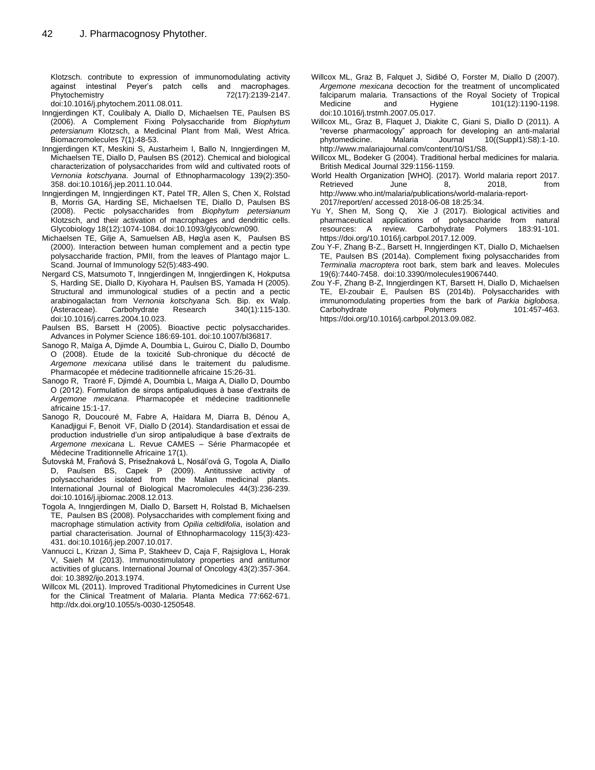Klotzsch. contribute to expression of immunomodulating activity against intestinal Peyer's patch cells and macrophages. Phytochemistry 72(17):2139-2147. doi:10.1016/j.phytochem.2011.08.011.

Inngjerdingen KT, Coulibaly A, Diallo D, Michaelsen TE, Paulsen BS (2006). A Complement Fixing Polysaccharide from *Biophytum petersianum* Klotzsch, a Medicinal Plant from Mali, West Africa. Biomacromolecules 7(1):48-53.

Inngjerdingen KT, Meskini S, Austarheim I, Ballo N, Inngjerdingen M, Michaelsen TE, Diallo D, Paulsen BS (2012). Chemical and biological characterization of polysaccharides from wild and cultivated roots of *Vernonia kotschyana*. Journal of Ethnopharmacology 139(2):350-358. doi:10.1016/j.jep.2011.10.044.

Inngjerdingen M, Inngjerdingen KT, Patel TR, Allen S, Chen X, Rolstad B, Morris GA, Harding SE, Michaelsen TE, Diallo D, Paulsen BS (2008). Pectic polysaccharides from *Biophytum petersianum* Klotzsch, and their activation of macrophages and dendritic cells. Glycobiology 18(12):1074-1084. doi:10.1093/glycob/cwn090.

Michaelsen TE, Gilje A, Samuelsen AB, Høg\a asen K, Paulsen BS (2000). Interaction between human complement and a pectin type polysaccharide fraction, PMII, from the leaves of Plantago major L. Scand. Journal of Immunology 52(5):483-490.

Nergard CS, Matsumoto T, Inngjerdingen M, Inngjerdingen K, Hokputsa S, Harding SE, Diallo D, Kiyohara H, Paulsen BS, Yamada H (2005). Structural and immunological studies of a pectin and a pectic arabinogalactan from V*ernonia kotschyana* Sch. Bip. ex Walp. (Asteraceae). Carbohydrate Research 340(1):115-130. doi:10.1016/j.carres.2004.10.023.

Paulsen BS, Barsett H (2005). Bioactive pectic polysaccharides. Advances in Polymer Science 186:69-101. doi:10.1007/bl36817.

Sanogo R, Maïga A, Djimde A, Doumbia L, Guirou C, Diallo D, Doumbo O (2008). Etude de la toxicité Sub-chronique du décocté de *Argemone mexicana* utilisé dans le traitement du paludisme. Pharmacopée et médecine traditionnelle africaine 15:26-31.

Sanogo R, Traoré F, Djimdé A, Doumbia L, Maiga A, Diallo D, Doumbo O (2012). Formulation de sirops antipaludiques à base d'extraits de *Argemone mexicana*. Pharmacopée et médecine traditionnelle africaine 15:1-17.

Sanogo R, Doucouré M, Fabre A, Haïdara M, Diarra B, Dénou A, Kanadjigui F, Benoit VF, Diallo D (2014). Standardisation et essai de production industrielle d'un sirop antipaludique à base d'extraits de *Argemone mexicana* L. Revue CAMES – Série Pharmacopée et Médecine Traditionnelle Africaine 17(1).

Šutovská M, Fraňová S, Prisežnaková L, Nosál'ová G, Togola A, Diallo D, Paulsen BS, Capek P (2009). Antitussive activity of polysaccharides isolated from the Malian medicinal plants. International Journal of Biological Macromolecules 44(3):236-239. doi:10.1016/j.ijbiomac.2008.12.013.

Togola A, Inngjerdingen M, Diallo D, Barsett H, Rolstad B, Michaelsen TE, Paulsen BS (2008). Polysaccharides with complement fixing and macrophage stimulation activity from *Opilia celtidifolia*, isolation and partial characterisation. Journal of Ethnopharmacology 115(3):423-431. doi:10.1016/j.jep.2007.10.017.

Vannucci L, Krizan J, Sima P, Stakheev D, Caja F, Rajsiglova L, Horak V, Saieh M (2013). Immunostimulatory properties and antitumor activities of glucans. International Journal of Oncology 43(2):357-364. doi: 10.3892/ijo.2013.1974.

Willcox ML (2011). Improved Traditional Phytomedicines in Current Use for the Clinical Treatment of Malaria. Planta Medica 77:662-671. http://dx.doi.org/10.1055/s-0030-1250548.

Willcox ML, Graz B, Falquet J, Sidibé O, Forster M, Diallo D (2007). *Argemone mexicana* decoction for the treatment of uncomplicated falciparum malaria. Transactions of the Royal Society of Tropical Medicine and Hygiene 101(12):1190-1198. doi:10.1016/j.trstmh.2007.05.017.

Willcox ML, Graz B, Flaquet J, Diakite C, Giani S, Diallo D (2011). A "reverse pharmacology" approach for developing an anti-malarial phytomedicine. Malaria Journal 10((Suppl1):S8):1-10. http://www.malariajournal.com/content/10/S1/S8.

Willcox ML, Bodeker G (2004). Traditional herbal medicines for malaria. British Medical Journal 329:1156-1159.

World Health Organization [WHO]. (2017). World malaria report 2017. Retrieved June 8, 2018, from http://www.who.int/malaria/publications/world-malaria-report-2017/report/en/ accessed 2018-06-08 18:25:34.

Yu Y, Shen M, Song Q, Xie J (2017). Biological activities and pharmaceutical applications of polysaccharide from natural resources: A review. Carbohydrate Polymers 183:91-101. https://doi.org/10.1016/j.carbpol.2017.12.009.

Zou Y-F, Zhang B-Z., Barsett H, Inngjerdingen KT, Diallo D, Michaelsen TE, Paulsen BS (2014a). Complement fixing polysaccharides from *Terminalia macroptera* root bark, stem bark and leaves. Molecules 19(6):7440-7458. doi:10.3390/molecules19067440.

Zou Y-F, Zhang B-Z, Inngjerdingen KT, Barsett H, Diallo D, Michaelsen TE, El-zoubair E, Paulsen BS (2014b). Polysaccharides with immunomodulating properties from the bark of *Parkia biglobosa*. Carbohydrate Polymers 101:457-463. https://doi.org/10.1016/j.carbpol.2013.09.082.